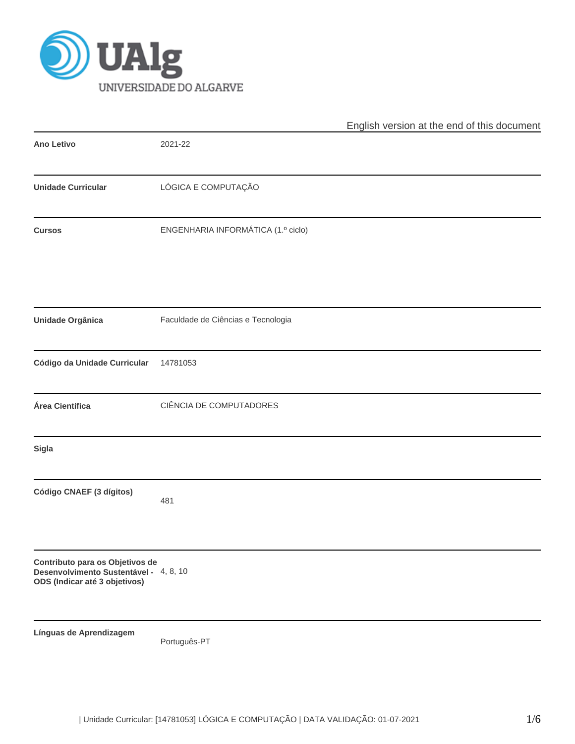UAlg
UNIVERSIDADE DO ALGARVE

English version at the end of this document

| | |
|---|---|
| **Ano Letivo** | 2021-22 |
| **Unidade Curricular** | LÓGICA E COMPUTAÇÃO |
| **Cursos** | ENGENHARIA INFORMÁTICA (1.º ciclo) |
| **Unidade Orgânica** | Faculdade de Ciências e Tecnologia |
| **Código da Unidade Curricular** | 14781053 |
| **Área Científica** | CIÊNCIA DE COMPUTADORES |
| **Sigla** | |
| **Código CNAEF (3 dígitos)** | 481 |
| **Contributo para os Objetivos de Desenvolvimento Sustentável - ODS (Indicar até 3 objetivos)** | 4, 8, 10 |
| **Línguas de Aprendizagem** | Português-PT |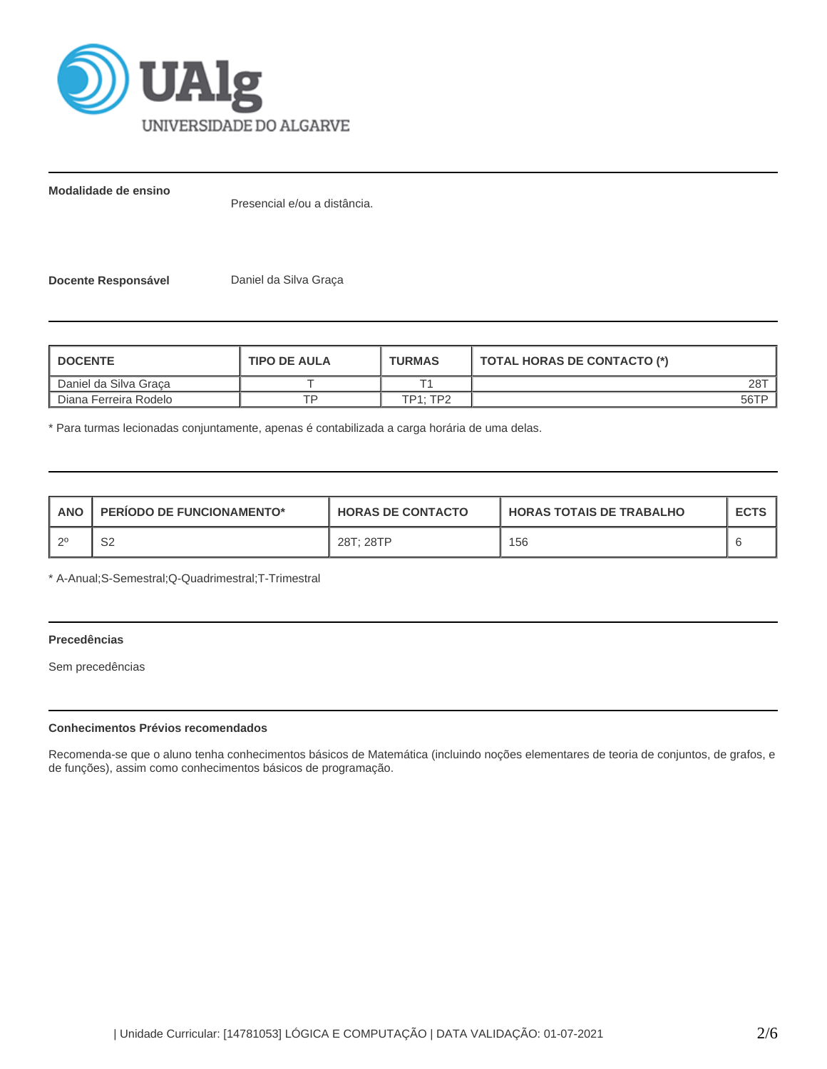**Modalidade de ensino**

Presencial e/ou a distância.

**Docente Responsável**

Daniel da Silva Graça

| DOCENTE | TIPO DE AULA | TURMAS | TOTAL HORAS DE CONTACTO (*) |
|---|---|---|---|
| Daniel da Silva Graça | T | T1 | 28T |
| Diana Ferreira Rodelo | TP | TP1; TP2 | 56TP |

* Para turmas lecionadas conjuntamente, apenas é contabilizada a carga horária de uma delas.

| ANO | PERÍODO DE FUNCIONAMENTO* | HORAS DE CONTACTO | HORAS TOTAIS DE TRABALHO | ECTS |
|---|---|---|---|---|
| 2º | S2 | 28T; 28TP | 156 | 6 |

* A-Anual;S-Semestral;Q-Quadrimestral;T-Trimestral

**Precedências**

Sem precedências

**Conhecimentos Prévios recomendados**

Recomenda-se que o aluno tenha conhecimentos básicos de Matemática (incluindo noções elementares de teoria de conjuntos, de grafos, e de funções), assim como conhecimentos básicos de programação.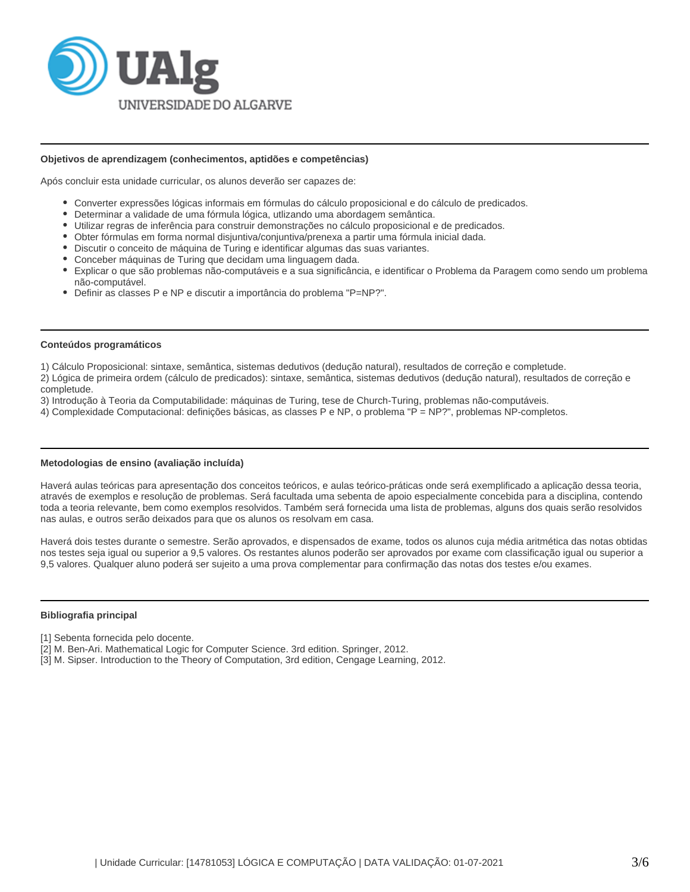### Objetivos de aprendizagem (conhecimentos, aptidões e competências)

Após concluir esta unidade curricular, os alunos deverão ser capazes de:

- Converter expressões lógicas informais em fórmulas do cálculo proposicional e do cálculo de predicados.
- Determinar a validade de uma fórmula lógica, utlizando uma abordagem semântica.
- Utilizar regras de inferência para construir demonstrações no cálculo proposicional e de predicados.
- Obter fórmulas em forma normal disjuntiva/conjuntiva/prenexa a partir uma fórmula inicial dada.
- Discutir o conceito de máquina de Turing e identificar algumas das suas variantes.
- Conceber máquinas de Turing que decidam uma linguagem dada.
- Explicar o que são problemas não-computáveis e a sua significância, e identificar o Problema da Paragem como sendo um problema não-computável.
- Definir as classes P e NP e discutir a importância do problema "P=NP?".

### Conteúdos programáticos

1) Cálculo Proposicional: sintaxe, semântica, sistemas dedutivos (dedução natural), resultados de correção e completude.
2) Lógica de primeira ordem (cálculo de predicados): sintaxe, semântica, sistemas dedutivos (dedução natural), resultados de correção e completude.
3) Introdução à Teoria da Computabilidade: máquinas de Turing, tese de Church-Turing, problemas não-computáveis.
4) Complexidade Computacional: definições básicas, as classes P e NP, o problema "P = NP?", problemas NP-completos.

### Metodologias de ensino (avaliação incluída)

Haverá aulas teóricas para apresentação dos conceitos teóricos, e aulas teórico-práticas onde será exemplificado a aplicação dessa teoria, através de exemplos e resolução de problemas. Será facultada uma sebenta de apoio especialmente concebida para a disciplina, contendo toda a teoria relevante, bem como exemplos resolvidos. Também será fornecida uma lista de problemas, alguns dos quais serão resolvidos nas aulas, e outros serão deixados para que os alunos os resolvam em casa.

Haverá dois testes durante o semestre. Serão aprovados, e dispensados de exame, todos os alunos cuja média aritmética das notas obtidas nos testes seja igual ou superior a 9,5 valores. Os restantes alunos poderão ser aprovados por exame com classificação igual ou superior a 9,5 valores. Qualquer aluno poderá ser sujeito a uma prova complementar para confirmação das notas dos testes e/ou exames.

### Bibliografia principal

[1] Sebenta fornecida pelo docente.
[2] M. Ben-Ari. Mathematical Logic for Computer Science. 3rd edition. Springer, 2012.
[3] M. Sipser. Introduction to the Theory of Computation, 3rd edition, Cengage Learning, 2012.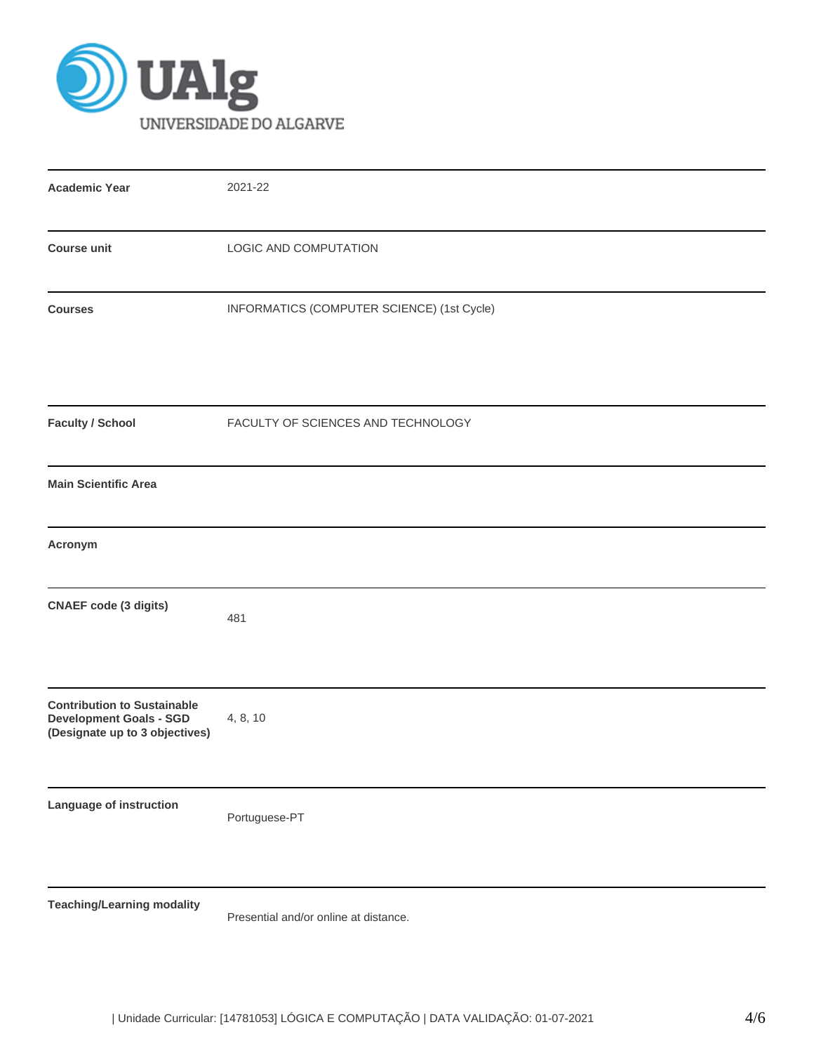| | |
|---|---|
| **Academic Year** | 2021-22 |
| **Course unit** | LOGIC AND COMPUTATION |
| **Courses** | INFORMATICS (COMPUTER SCIENCE) (1st Cycle) |
| **Faculty / School** | FACULTY OF SCIENCES AND TECHNOLOGY |
| **Main Scientific Area** | |
| **Acronym** | |
| **CNAEF code (3 digits)** | 481 |
| **Contribution to Sustainable Development Goals - SGD (Designate up to 3 objectives)** | 4, 8, 10 |
| **Language of instruction** | Portuguese-PT |
| **Teaching/Learning modality** | Presential and/or online at distance. |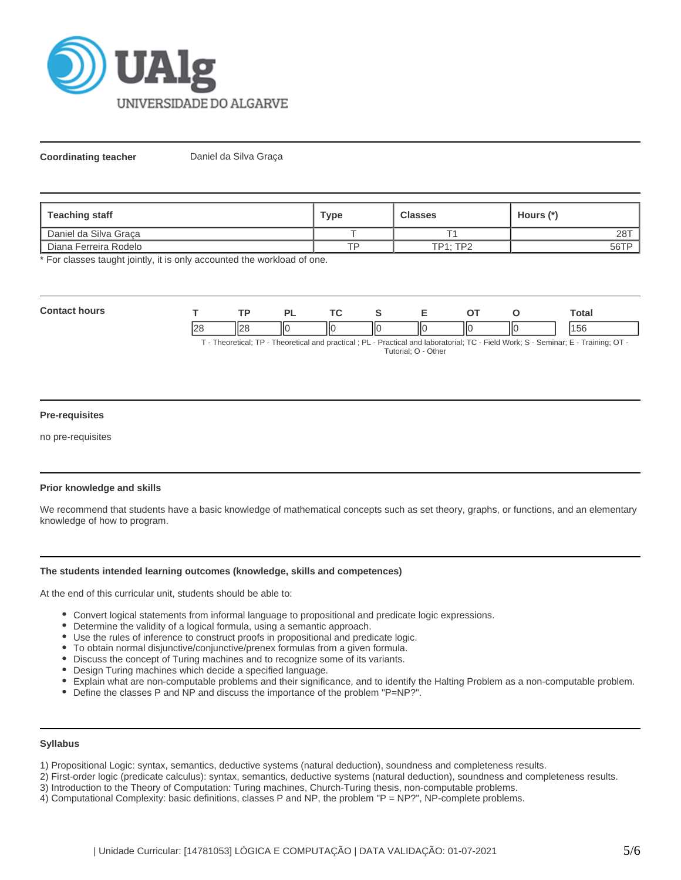**Coordinating teacher** Daniel da Silva Graça

| Teaching staff | Type | Classes | Hours (*) |
|---|---|---|---|
| Daniel da Silva Graça | T | T1 | 28T |
| Diana Ferreira Rodelo | TP | TP1; TP2 | 56TP |

\* For classes taught jointly, it is only accounted the workload of one.

**Contact hours**

| T | TP | PL | TC | S | E | OT | O | Total |
|---|---|---|---|---|---|---|---|---|
| 28 | 28 | 0 | 0 | 0 | 0 | 0 | 0 | 156 |

T - Theoretical; TP - Theoretical and practical ; PL - Practical and laboratorial; TC - Field Work; S - Seminar; E - Training; OT - Tutorial; O - Other

**Pre-requisites**

no pre-requisites

**Prior knowledge and skills**

We recommend that students have a basic knowledge of mathematical concepts such as set theory, graphs, or functions, and an elementary knowledge of how to program.

**The students intended learning outcomes (knowledge, skills and competences)**

At the end of this curricular unit, students should be able to:

- Convert logical statements from informal language to propositional and predicate logic expressions.
- Determine the validity of a logical formula, using a semantic approach.
- Use the rules of inference to construct proofs in propositional and predicate logic.
- To obtain normal disjunctive/conjunctive/prenex formulas from a given formula.
- Discuss the concept of Turing machines and to recognize some of its variants.
- Design Turing machines which decide a specified language.
- Explain what are non-computable problems and their significance, and to identify the Halting Problem as a non-computable problem.
- Define the classes P and NP and discuss the importance of the problem "P=NP?".

**Syllabus**

1) Propositional Logic: syntax, semantics, deductive systems (natural deduction), soundness and completeness results.
2) First-order logic (predicate calculus): syntax, semantics, deductive systems (natural deduction), soundness and completeness results.
3) Introduction to the Theory of Computation: Turing machines, Church-Turing thesis, non-computable problems.
4) Computational Complexity: basic definitions, classes P and NP, the problem "P = NP?", NP-complete problems.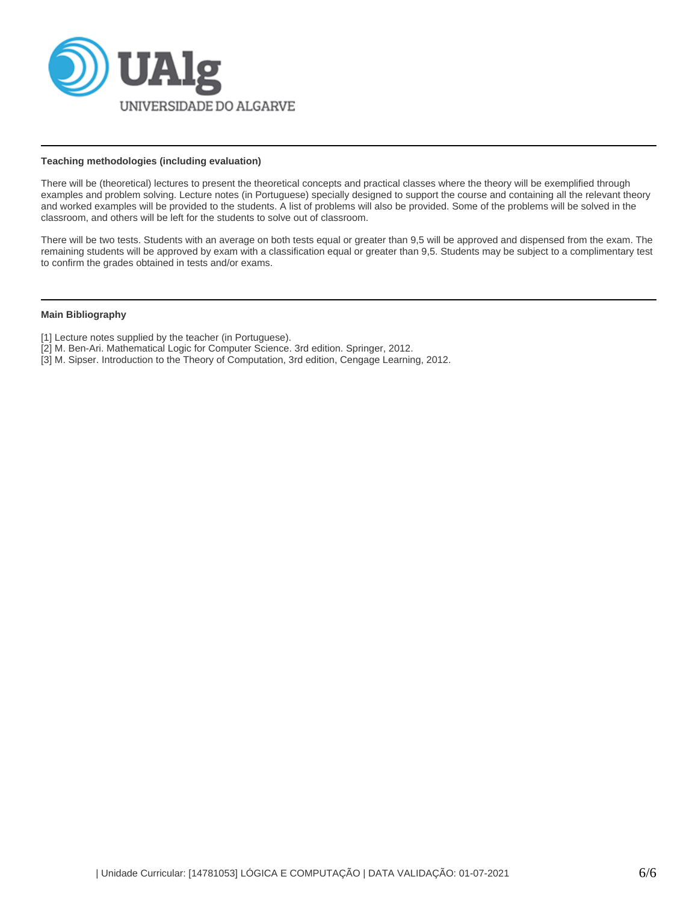**Teaching methodologies (including evaluation)**

There will be (theoretical) lectures to present the theoretical concepts and practical classes where the theory will be exemplified through examples and problem solving. Lecture notes (in Portuguese) specially designed to support the course and containing all the relevant theory and worked examples will be provided to the students. A list of problems will also be provided. Some of the problems will be solved in the classroom, and others will be left for the students to solve out of classroom.

There will be two tests. Students with an average on both tests equal or greater than 9,5 will be approved and dispensed from the exam. The remaining students will be approved by exam with a classification equal or greater than 9,5. Students may be subject to a complimentary test to confirm the grades obtained in tests and/or exams.

**Main Bibliography**

[1] Lecture notes supplied by the teacher (in Portuguese).
[2] M. Ben-Ari. Mathematical Logic for Computer Science. 3rd edition. Springer, 2012.
[3] M. Sipser. Introduction to the Theory of Computation, 3rd edition, Cengage Learning, 2012.